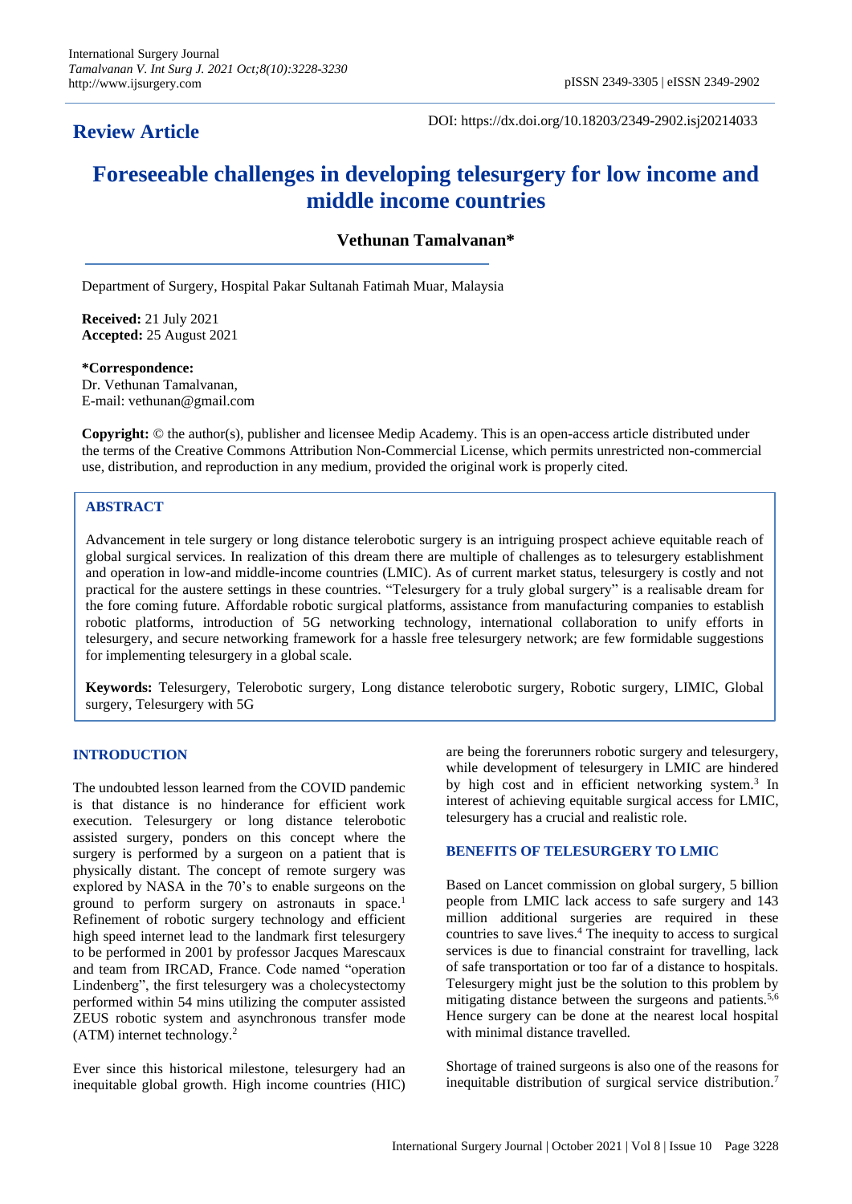## Review Article

DOI: https://dx.doi.org/10.18203/2349-2902.isj20214033

# Foreseeable challenges in developing telesurgery for low income and middle income countries

**Vethunan Tamalvanan***

Department of Surgery, Hospital Pakar Sultanah Fatimah Muar, Malaysia

**Received:** 21 July 2021
**Accepted:** 25 August 2021

***Correspondence:**
Dr. Vethunan Tamalvanan,
E-mail: vethunan@gmail.com

**Copyright:** © the author(s), publisher and licensee Medip Academy. This is an open-access article distributed under the terms of the Creative Commons Attribution Non-Commercial License, which permits unrestricted non-commercial use, distribution, and reproduction in any medium, provided the original work is properly cited.

## ABSTRACT

Advancement in tele surgery or long distance telerobotic surgery is an intriguing prospect achieve equitable reach of global surgical services. In realization of this dream there are multiple of challenges as to telesurgery establishment and operation in low-and middle-income countries (LMIC). As of current market status, telesurgery is costly and not practical for the austere settings in these countries. "Telesurgery for a truly global surgery" is a realisable dream for the fore coming future. Affordable robotic surgical platforms, assistance from manufacturing companies to establish robotic platforms, introduction of 5G networking technology, international collaboration to unify efforts in telesurgery, and secure networking framework for a hassle free telesurgery network; are few formidable suggestions for implementing telesurgery in a global scale.

**Keywords:** Telesurgery, Telerobotic surgery, Long distance telerobotic surgery, Robotic surgery, LIMIC, Global surgery, Telesurgery with 5G

## INTRODUCTION

The undoubted lesson learned from the COVID pandemic is that distance is no hinderance for efficient work execution. Telesurgery or long distance telerobotic assisted surgery, ponders on this concept where the surgery is performed by a surgeon on a patient that is physically distant. The concept of remote surgery was explored by NASA in the 70's to enable surgeons on the ground to perform surgery on astronauts in space.[1] Refinement of robotic surgery technology and efficient high speed internet lead to the landmark first telesurgery to be performed in 2001 by professor Jacques Marescaux and team from IRCAD, France. Code named "operation Lindenberg", the first telesurgery was a cholecystectomy performed within 54 mins utilizing the computer assisted ZEUS robotic system and asynchronous transfer mode (ATM) internet technology.[2]

Ever since this historical milestone, telesurgery had an inequitable global growth. High income countries (HIC) are being the forerunners robotic surgery and telesurgery, while development of telesurgery in LMIC are hindered by high cost and in efficient networking system.[3] In interest of achieving equitable surgical access for LMIC, telesurgery has a crucial and realistic role.

## BENEFITS OF TELESURGERY TO LMIC

Based on Lancet commission on global surgery, 5 billion people from LMIC lack access to safe surgery and 143 million additional surgeries are required in these countries to save lives.[4] The inequity to access to surgical services is due to financial constraint for travelling, lack of safe transportation or too far of a distance to hospitals. Telesurgery might just be the solution to this problem by mitigating distance between the surgeons and patients.[5,6] Hence surgery can be done at the nearest local hospital with minimal distance travelled.

Shortage of trained surgeons is also one of the reasons for inequitable distribution of surgical service distribution.[7]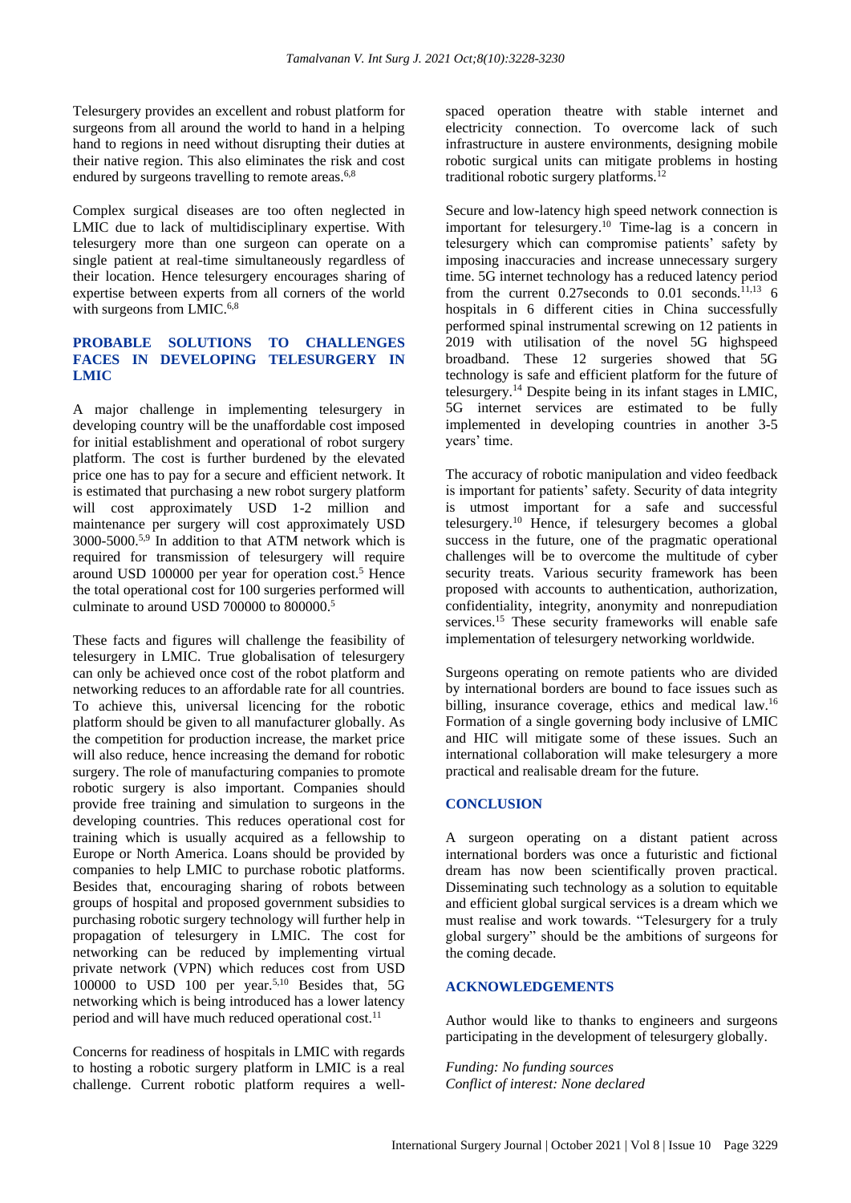Telesurgery provides an excellent and robust platform for surgeons from all around the world to hand in a helping hand to regions in need without disrupting their duties at their native region. This also eliminates the risk and cost endured by surgeons travelling to remote areas.[6,8]

Complex surgical diseases are too often neglected in LMIC due to lack of multidisciplinary expertise. With telesurgery more than one surgeon can operate on a single patient at real-time simultaneously regardless of their location. Hence telesurgery encourages sharing of expertise between experts from all corners of the world with surgeons from LMIC.[6,8]

## PROBABLE SOLUTIONS TO CHALLENGES FACES IN DEVELOPING TELESURGERY IN LMIC

A major challenge in implementing telesurgery in developing country will be the unaffordable cost imposed for initial establishment and operational of robot surgery platform. The cost is further burdened by the elevated price one has to pay for a secure and efficient network. It is estimated that purchasing a new robot surgery platform will cost approximately USD 1-2 million and maintenance per surgery will cost approximately USD 3000-5000.[5,9] In addition to that ATM network which is required for transmission of telesurgery will require around USD 100000 per year for operation cost.[5] Hence the total operational cost for 100 surgeries performed will culminate to around USD 700000 to 800000.[5]

These facts and figures will challenge the feasibility of telesurgery in LMIC. True globalisation of telesurgery can only be achieved once cost of the robot platform and networking reduces to an affordable rate for all countries. To achieve this, universal licencing for the robotic platform should be given to all manufacturer globally. As the competition for production increase, the market price will also reduce, hence increasing the demand for robotic surgery. The role of manufacturing companies to promote robotic surgery is also important. Companies should provide free training and simulation to surgeons in the developing countries. This reduces operational cost for training which is usually acquired as a fellowship to Europe or North America. Loans should be provided by companies to help LMIC to purchase robotic platforms. Besides that, encouraging sharing of robots between groups of hospital and proposed government subsidies to purchasing robotic surgery technology will further help in propagation of telesurgery in LMIC. The cost for networking can be reduced by implementing virtual private network (VPN) which reduces cost from USD 100000 to USD 100 per year.[5,10] Besides that, 5G networking which is being introduced has a lower latency period and will have much reduced operational cost.[11]

Concerns for readiness of hospitals in LMIC with regards to hosting a robotic surgery platform in LMIC is a real challenge. Current robotic platform requires a well-spaced operation theatre with stable internet and electricity connection. To overcome lack of such infrastructure in austere environments, designing mobile robotic surgical units can mitigate problems in hosting traditional robotic surgery platforms.[12]

Secure and low-latency high speed network connection is important for telesurgery.[10] Time-lag is a concern in telesurgery which can compromise patients' safety by imposing inaccuracies and increase unnecessary surgery time. 5G internet technology has a reduced latency period from the current 0.27seconds to 0.01 seconds.[11,13] 6 hospitals in 6 different cities in China successfully performed spinal instrumental screwing on 12 patients in 2019 with utilisation of the novel 5G highspeed broadband. These 12 surgeries showed that 5G technology is safe and efficient platform for the future of telesurgery.[14] Despite being in its infant stages in LMIC, 5G internet services are estimated to be fully implemented in developing countries in another 3-5 years' time.

The accuracy of robotic manipulation and video feedback is important for patients' safety. Security of data integrity is utmost important for a safe and successful telesurgery.[10] Hence, if telesurgery becomes a global success in the future, one of the pragmatic operational challenges will be to overcome the multitude of cyber security treats. Various security framework has been proposed with accounts to authentication, authorization, confidentiality, integrity, anonymity and nonrepudiation services.[15] These security frameworks will enable safe implementation of telesurgery networking worldwide.

Surgeons operating on remote patients who are divided by international borders are bound to face issues such as billing, insurance coverage, ethics and medical law.[16] Formation of a single governing body inclusive of LMIC and HIC will mitigate some of these issues. Such an international collaboration will make telesurgery a more practical and realisable dream for the future.

## CONCLUSION

A surgeon operating on a distant patient across international borders was once a futuristic and fictional dream has now been scientifically proven practical. Disseminating such technology as a solution to equitable and efficient global surgical services is a dream which we must realise and work towards. "Telesurgery for a truly global surgery" should be the ambitions of surgeons for the coming decade.

## ACKNOWLEDGEMENTS

Author would like to thanks to engineers and surgeons participating in the development of telesurgery globally.

*Funding: No funding sources*
*Conflict of interest: None declared*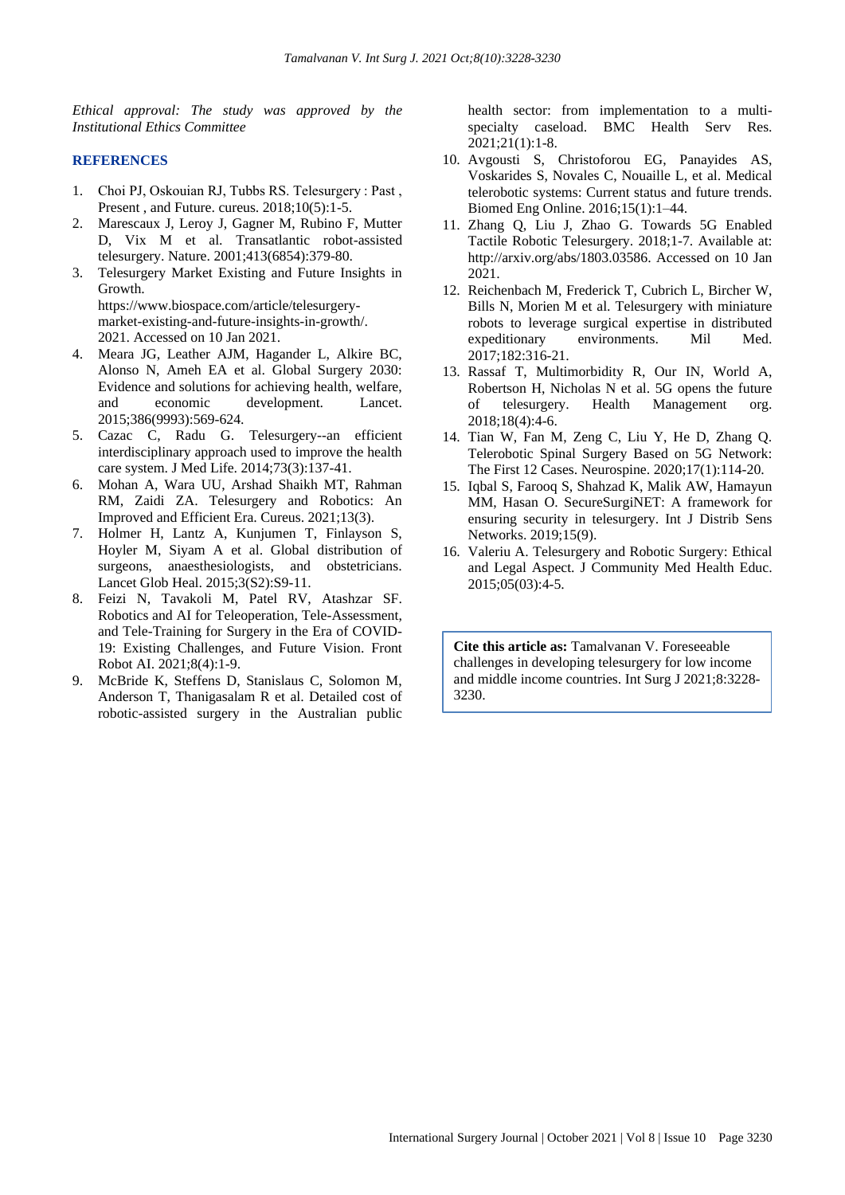*Ethical approval: The study was approved by the Institutional Ethics Committee*

## REFERENCES

1. Choi PJ, Oskouian RJ, Tubbs RS. Telesurgery : Past , Present , and Future. cureus. 2018;10(5):1-5.
2. Marescaux J, Leroy J, Gagner M, Rubino F, Mutter D, Vix M et al. Transatlantic robot-assisted telesurgery. Nature. 2001;413(6854):379-80.
3. Telesurgery Market Existing and Future Insights in Growth. https://www.biospace.com/article/telesurgery-market-existing-and-future-insights-in-growth/. 2021. Accessed on 10 Jan 2021.
4. Meara JG, Leather AJM, Hagander L, Alkire BC, Alonso N, Ameh EA et al. Global Surgery 2030: Evidence and solutions for achieving health, welfare, and economic development. Lancet. 2015;386(9993):569-624.
5. Cazac C, Radu G. Telesurgery--an efficient interdisciplinary approach used to improve the health care system. J Med Life. 2014;73(3):137-41.
6. Mohan A, Wara UU, Arshad Shaikh MT, Rahman RM, Zaidi ZA. Telesurgery and Robotics: An Improved and Efficient Era. Cureus. 2021;13(3).
7. Holmer H, Lantz A, Kunjumen T, Finlayson S, Hoyler M, Siyam A et al. Global distribution of surgeons, anaesthesiologists, and obstetricians. Lancet Glob Heal. 2015;3(S2):S9-11.
8. Feizi N, Tavakoli M, Patel RV, Atashzar SF. Robotics and AI for Teleoperation, Tele-Assessment, and Tele-Training for Surgery in the Era of COVID-19: Existing Challenges, and Future Vision. Front Robot AI. 2021;8(4):1-9.
9. McBride K, Steffens D, Stanislaus C, Solomon M, Anderson T, Thanigasalam R et al. Detailed cost of robotic-assisted surgery in the Australian public health sector: from implementation to a multi-specialty caseload. BMC Health Serv Res. 2021;21(1):1-8.
10. Avgousti S, Christoforou EG, Panayides AS, Voskarides S, Novales C, Nouaille L, et al. Medical telerobotic systems: Current status and future trends. Biomed Eng Online. 2016;15(1):1–44.
11. Zhang Q, Liu J, Zhao G. Towards 5G Enabled Tactile Robotic Telesurgery. 2018;1-7. Available at: http://arxiv.org/abs/1803.03586. Accessed on 10 Jan 2021.
12. Reichenbach M, Frederick T, Cubrich L, Bircher W, Bills N, Morien M et al. Telesurgery with miniature robots to leverage surgical expertise in distributed expeditionary environments. Mil Med. 2017;182:316-21.
13. Rassaf T, Multimorbidity R, Our IN, World A, Robertson H, Nicholas N et al. 5G opens the future of telesurgery. Health Management org. 2018;18(4):4-6.
14. Tian W, Fan M, Zeng C, Liu Y, He D, Zhang Q. Telerobotic Spinal Surgery Based on 5G Network: The First 12 Cases. Neurospine. 2020;17(1):114-20.
15. Iqbal S, Farooq S, Shahzad K, Malik AW, Hamayun MM, Hasan O. SecureSurgiNET: A framework for ensuring security in telesurgery. Int J Distrib Sens Networks. 2019;15(9).
16. Valeriu A. Telesurgery and Robotic Surgery: Ethical and Legal Aspect. J Community Med Health Educ. 2015;05(03):4-5.

**Cite this article as:** Tamalvanan V. Foreseeable challenges in developing telesurgery for low income and middle income countries. Int Surg J 2021;8:3228-3230.